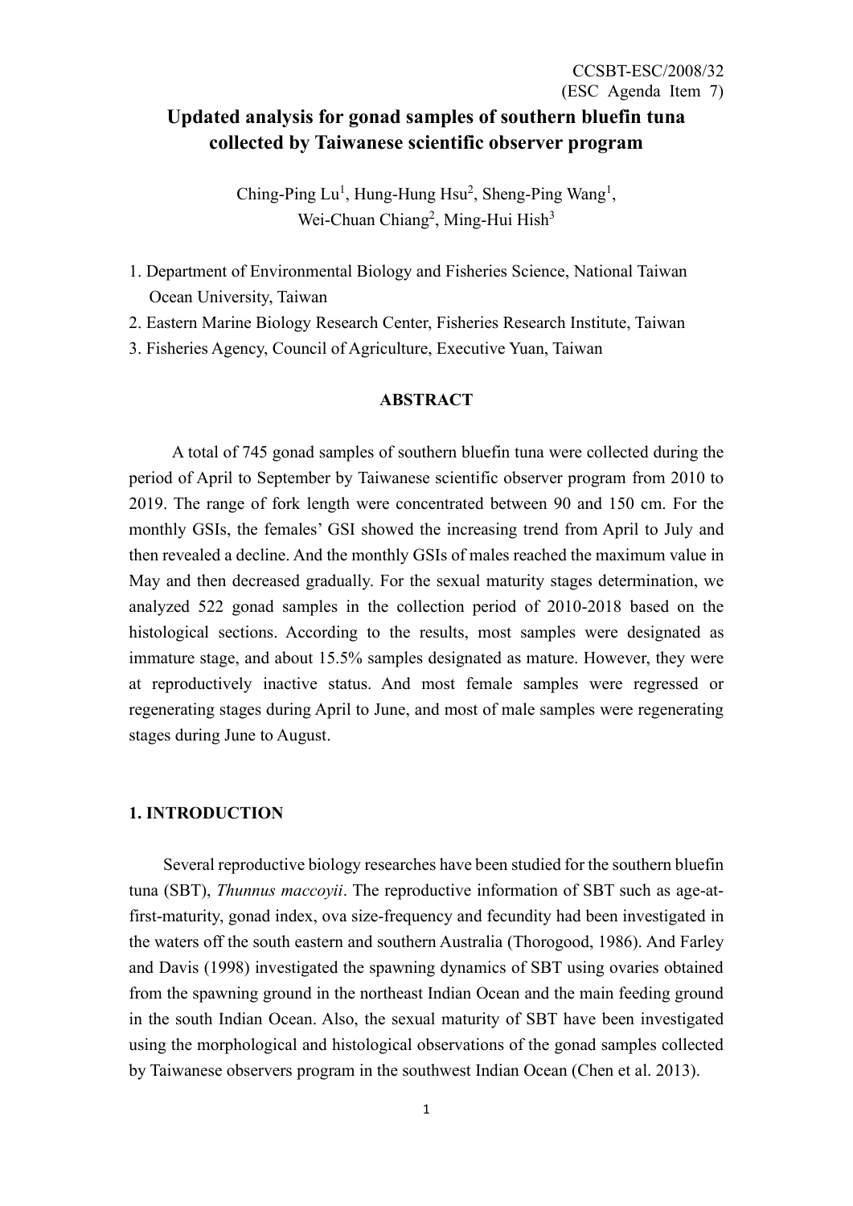CCSBT-ESC/2008/32
(ESC Agenda Item 7)

# Updated analysis for gonad samples of southern bluefin tuna collected by Taiwanese scientific observer program

Ching-Ping Lu[1], Hung-Hung Hsu[2], Sheng-Ping Wang[1],
Wei-Chuan Chiang[2], Ming-Hui Hish[3]

1. Department of Environmental Biology and Fisheries Science, National Taiwan Ocean University, Taiwan
2. Eastern Marine Biology Research Center, Fisheries Research Institute, Taiwan
3. Fisheries Agency, Council of Agriculture, Executive Yuan, Taiwan

**ABSTRACT**

A total of 745 gonad samples of southern bluefin tuna were collected during the period of April to September by Taiwanese scientific observer program from 2010 to 2019. The range of fork length were concentrated between 90 and 150 cm. For the monthly GSIs, the females' GSI showed the increasing trend from April to July and then revealed a decline. And the monthly GSIs of males reached the maximum value in May and then decreased gradually. For the sexual maturity stages determination, we analyzed 522 gonad samples in the collection period of 2010-2018 based on the histological sections. According to the results, most samples were designated as immature stage, and about 15.5% samples designated as mature. However, they were at reproductively inactive status. And most female samples were regressed or regenerating stages during April to June, and most of male samples were regenerating stages during June to August.

## 1. INTRODUCTION

Several reproductive biology researches have been studied for the southern bluefin tuna (SBT), *Thunnus maccoyii*. The reproductive information of SBT such as age-at-first-maturity, gonad index, ova size-frequency and fecundity had been investigated in the waters off the south eastern and southern Australia (Thorogood, 1986). And Farley and Davis (1998) investigated the spawning dynamics of SBT using ovaries obtained from the spawning ground in the northeast Indian Ocean and the main feeding ground in the south Indian Ocean. Also, the sexual maturity of SBT have been investigated using the morphological and histological observations of the gonad samples collected by Taiwanese observers program in the southwest Indian Ocean (Chen et al. 2013).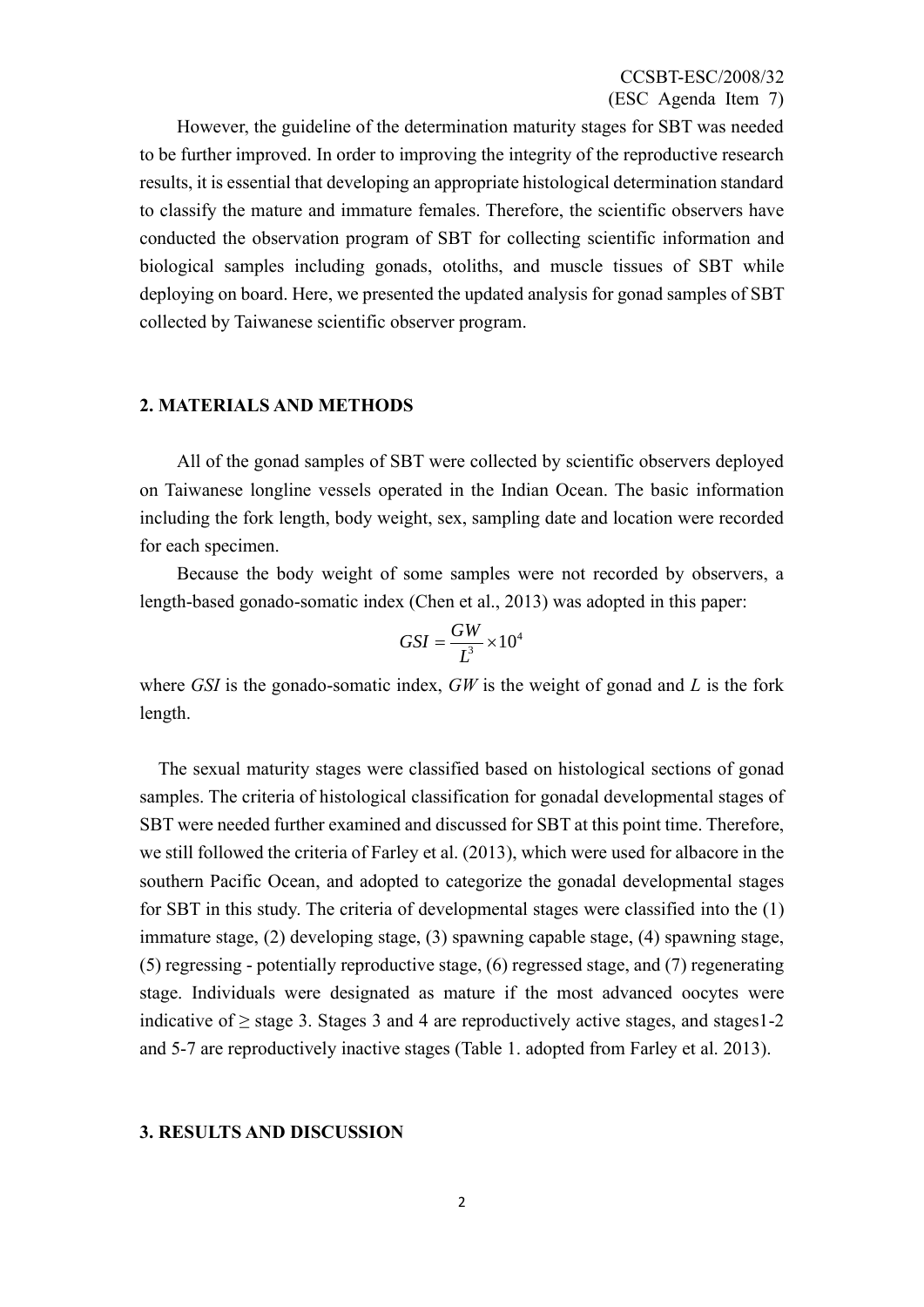However, the guideline of the determination maturity stages for SBT was needed to be further improved. In order to improving the integrity of the reproductive research results, it is essential that developing an appropriate histological determination standard to classify the mature and immature females. Therefore, the scientific observers have conducted the observation program of SBT for collecting scientific information and biological samples including gonads, otoliths, and muscle tissues of SBT while deploying on board. Here, we presented the updated analysis for gonad samples of SBT collected by Taiwanese scientific observer program.

## 2. MATERIALS AND METHODS

All of the gonad samples of SBT were collected by scientific observers deployed on Taiwanese longline vessels operated in the Indian Ocean. The basic information including the fork length, body weight, sex, sampling date and location were recorded for each specimen.

Because the body weight of some samples were not recorded by observers, a length-based gonado-somatic index (Chen et al., 2013) was adopted in this paper:

$$GSI = \frac{GW}{L^3} \times 10^4$$

where *GSI* is the gonado-somatic index, *GW* is the weight of gonad and *L* is the fork length.

The sexual maturity stages were classified based on histological sections of gonad samples. The criteria of histological classification for gonadal developmental stages of SBT were needed further examined and discussed for SBT at this point time. Therefore, we still followed the criteria of Farley et al. (2013), which were used for albacore in the southern Pacific Ocean, and adopted to categorize the gonadal developmental stages for SBT in this study. The criteria of developmental stages were classified into the (1) immature stage, (2) developing stage, (3) spawning capable stage, (4) spawning stage, (5) regressing - potentially reproductive stage, (6) regressed stage, and (7) regenerating stage. Individuals were designated as mature if the most advanced oocytes were indicative of ≥ stage 3. Stages 3 and 4 are reproductively active stages, and stages1-2 and 5-7 are reproductively inactive stages (Table 1. adopted from Farley et al. 2013).

## 3. RESULTS AND DISCUSSION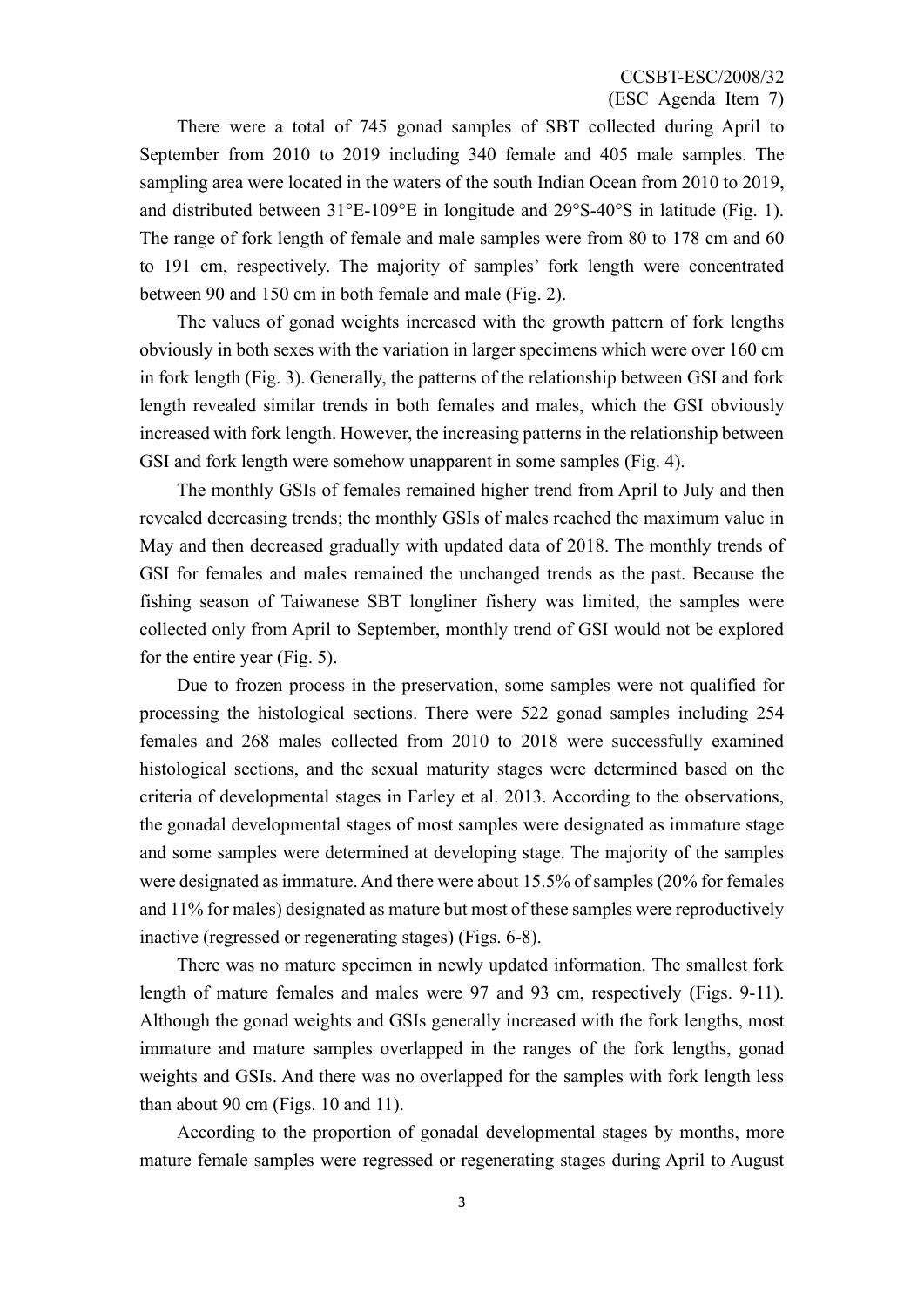There were a total of 745 gonad samples of SBT collected during April to September from 2010 to 2019 including 340 female and 405 male samples. The sampling area were located in the waters of the south Indian Ocean from 2010 to 2019, and distributed between 31°E-109°E in longitude and 29°S-40°S in latitude (Fig. 1). The range of fork length of female and male samples were from 80 to 178 cm and 60 to 191 cm, respectively. The majority of samples' fork length were concentrated between 90 and 150 cm in both female and male (Fig. 2).

The values of gonad weights increased with the growth pattern of fork lengths obviously in both sexes with the variation in larger specimens which were over 160 cm in fork length (Fig. 3). Generally, the patterns of the relationship between GSI and fork length revealed similar trends in both females and males, which the GSI obviously increased with fork length. However, the increasing patterns in the relationship between GSI and fork length were somehow unapparent in some samples (Fig. 4).

The monthly GSIs of females remained higher trend from April to July and then revealed decreasing trends; the monthly GSIs of males reached the maximum value in May and then decreased gradually with updated data of 2018. The monthly trends of GSI for females and males remained the unchanged trends as the past. Because the fishing season of Taiwanese SBT longliner fishery was limited, the samples were collected only from April to September, monthly trend of GSI would not be explored for the entire year (Fig. 5).

Due to frozen process in the preservation, some samples were not qualified for processing the histological sections. There were 522 gonad samples including 254 females and 268 males collected from 2010 to 2018 were successfully examined histological sections, and the sexual maturity stages were determined based on the criteria of developmental stages in Farley et al. 2013. According to the observations, the gonadal developmental stages of most samples were designated as immature stage and some samples were determined at developing stage. The majority of the samples were designated as immature. And there were about 15.5% of samples (20% for females and 11% for males) designated as mature but most of these samples were reproductively inactive (regressed or regenerating stages) (Figs. 6-8).

There was no mature specimen in newly updated information. The smallest fork length of mature females and males were 97 and 93 cm, respectively (Figs. 9-11). Although the gonad weights and GSIs generally increased with the fork lengths, most immature and mature samples overlapped in the ranges of the fork lengths, gonad weights and GSIs. And there was no overlapped for the samples with fork length less than about 90 cm (Figs. 10 and 11).

According to the proportion of gonadal developmental stages by months, more mature female samples were regressed or regenerating stages during April to August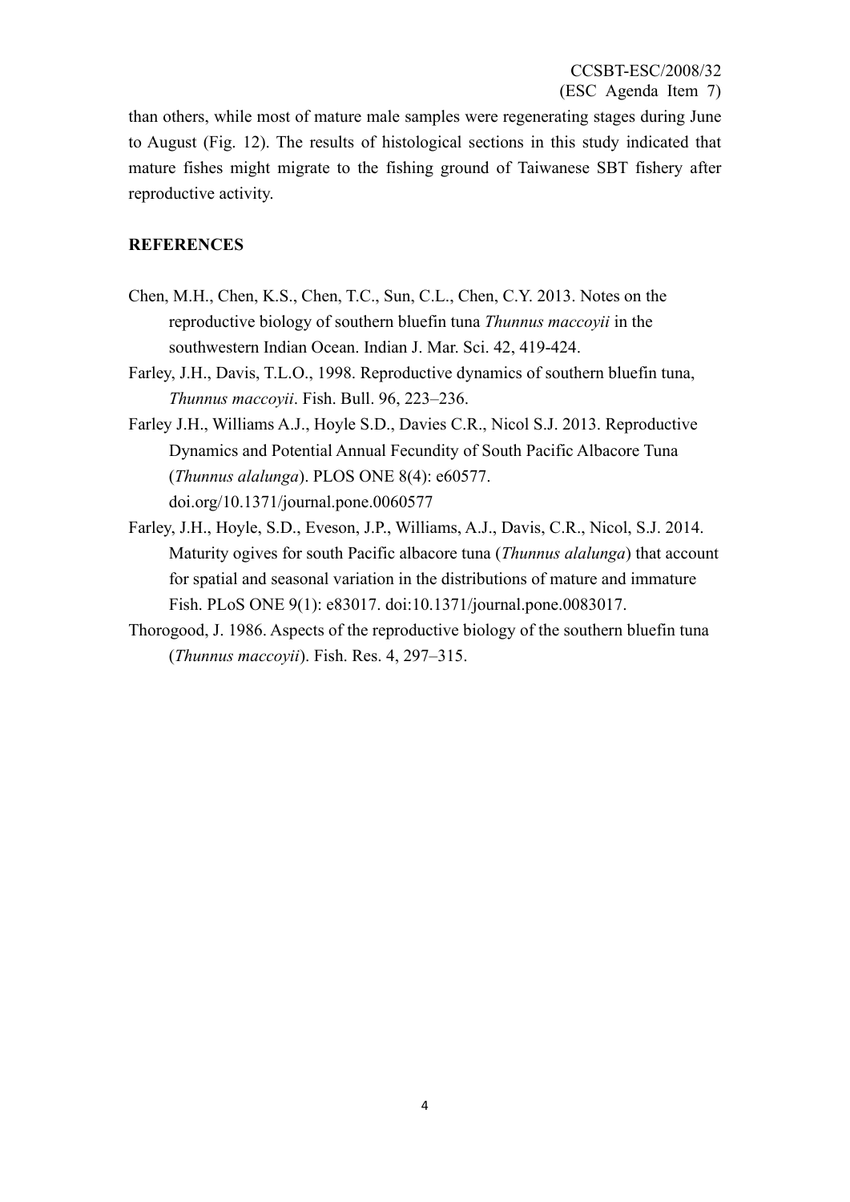than others, while most of mature male samples were regenerating stages during June to August (Fig. 12). The results of histological sections in this study indicated that mature fishes might migrate to the fishing ground of Taiwanese SBT fishery after reproductive activity.

## REFERENCES

Chen, M.H., Chen, K.S., Chen, T.C., Sun, C.L., Chen, C.Y. 2013. Notes on the reproductive biology of southern bluefin tuna *Thunnus maccoyii* in the southwestern Indian Ocean. Indian J. Mar. Sci. 42, 419-424.

Farley, J.H., Davis, T.L.O., 1998. Reproductive dynamics of southern bluefin tuna, *Thunnus maccoyii*. Fish. Bull. 96, 223–236.

Farley J.H., Williams A.J., Hoyle S.D., Davies C.R., Nicol S.J. 2013. Reproductive Dynamics and Potential Annual Fecundity of South Pacific Albacore Tuna (*Thunnus alalunga*). PLOS ONE 8(4): e60577. doi.org/10.1371/journal.pone.0060577

Farley, J.H., Hoyle, S.D., Eveson, J.P., Williams, A.J., Davis, C.R., Nicol, S.J. 2014. Maturity ogives for south Pacific albacore tuna (*Thunnus alalunga*) that account for spatial and seasonal variation in the distributions of mature and immature Fish. PLoS ONE 9(1): e83017. doi:10.1371/journal.pone.0083017.

Thorogood, J. 1986. Aspects of the reproductive biology of the southern bluefin tuna (*Thunnus maccoyii*). Fish. Res. 4, 297–315.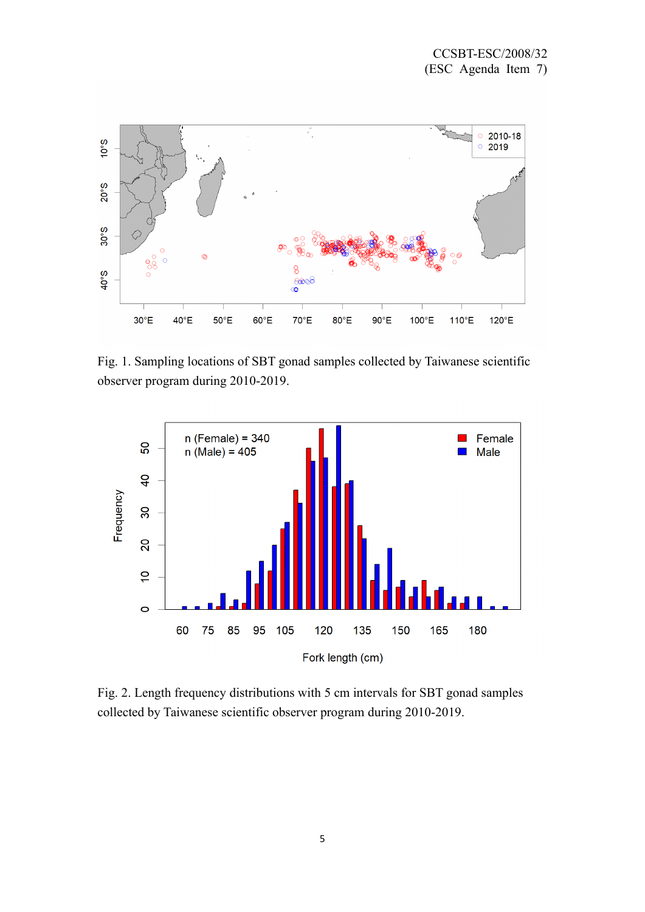Fig. 1. Sampling locations of SBT gonad samples collected by Taiwanese scientific observer program during 2010-2019.

Fig. 2. Length frequency distributions with 5 cm intervals for SBT gonad samples collected by Taiwanese scientific observer program during 2010-2019.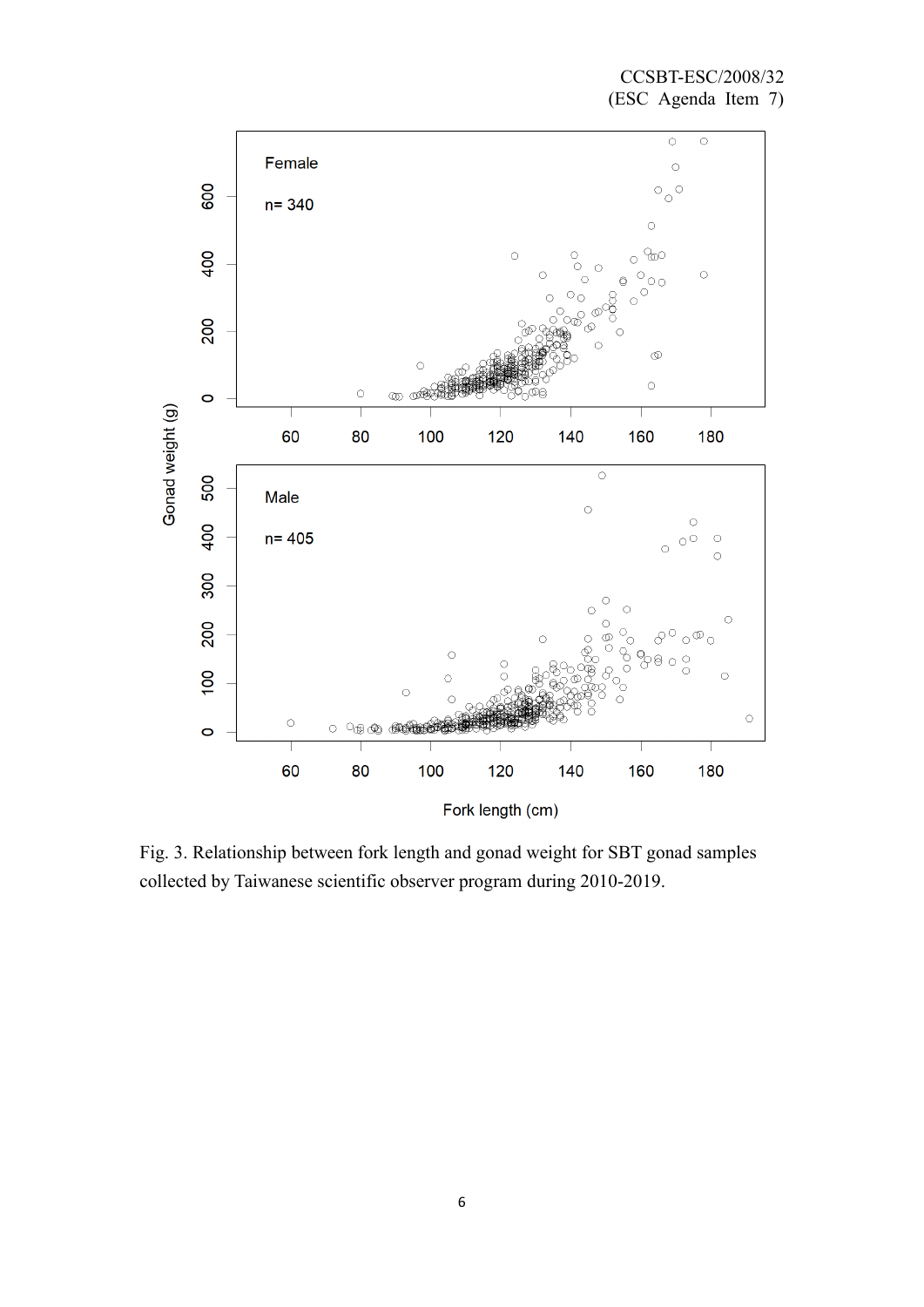Fig. 3. Relationship between fork length and gonad weight for SBT gonad samples collected by Taiwanese scientific observer program during 2010-2019.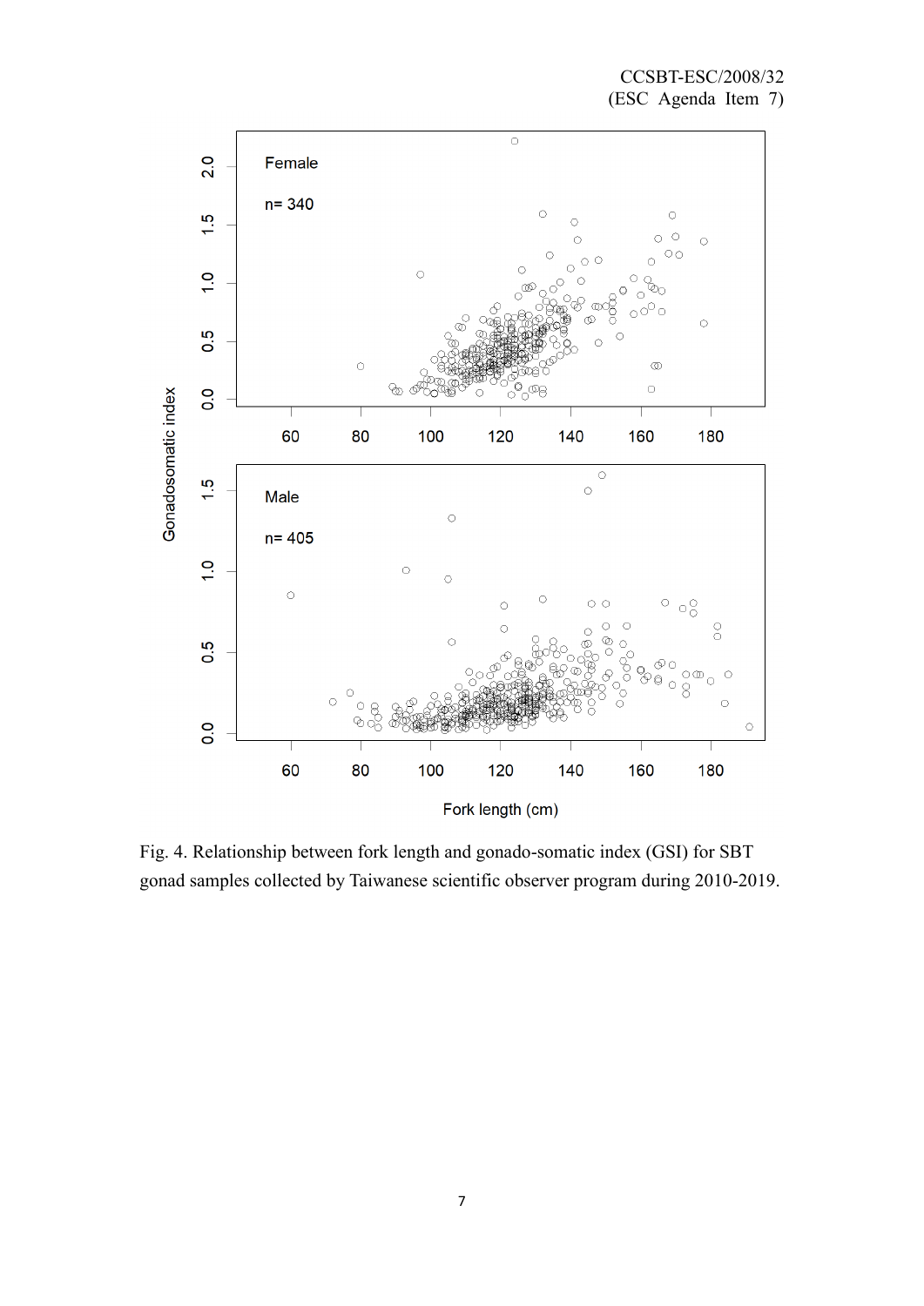Fig. 4. Relationship between fork length and gonado-somatic index (GSI) for SBT gonad samples collected by Taiwanese scientific observer program during 2010-2019.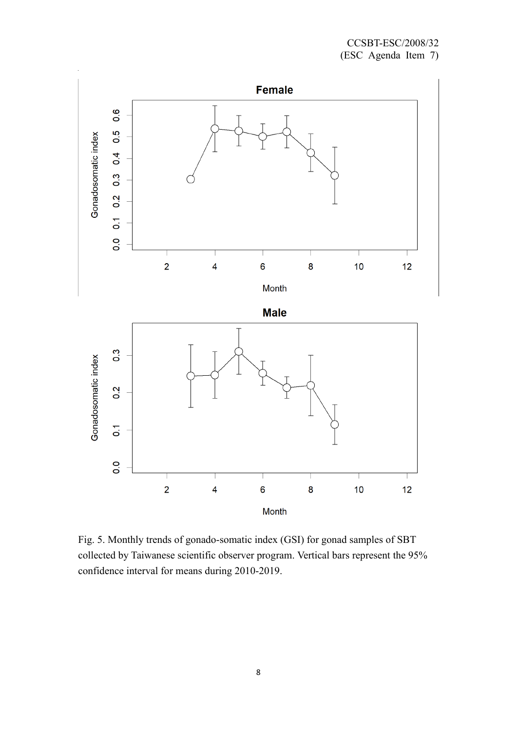Fig. 5. Monthly trends of gonado-somatic index (GSI) for gonad samples of SBT collected by Taiwanese scientific observer program. Vertical bars represent the 95% confidence interval for means during 2010-2019.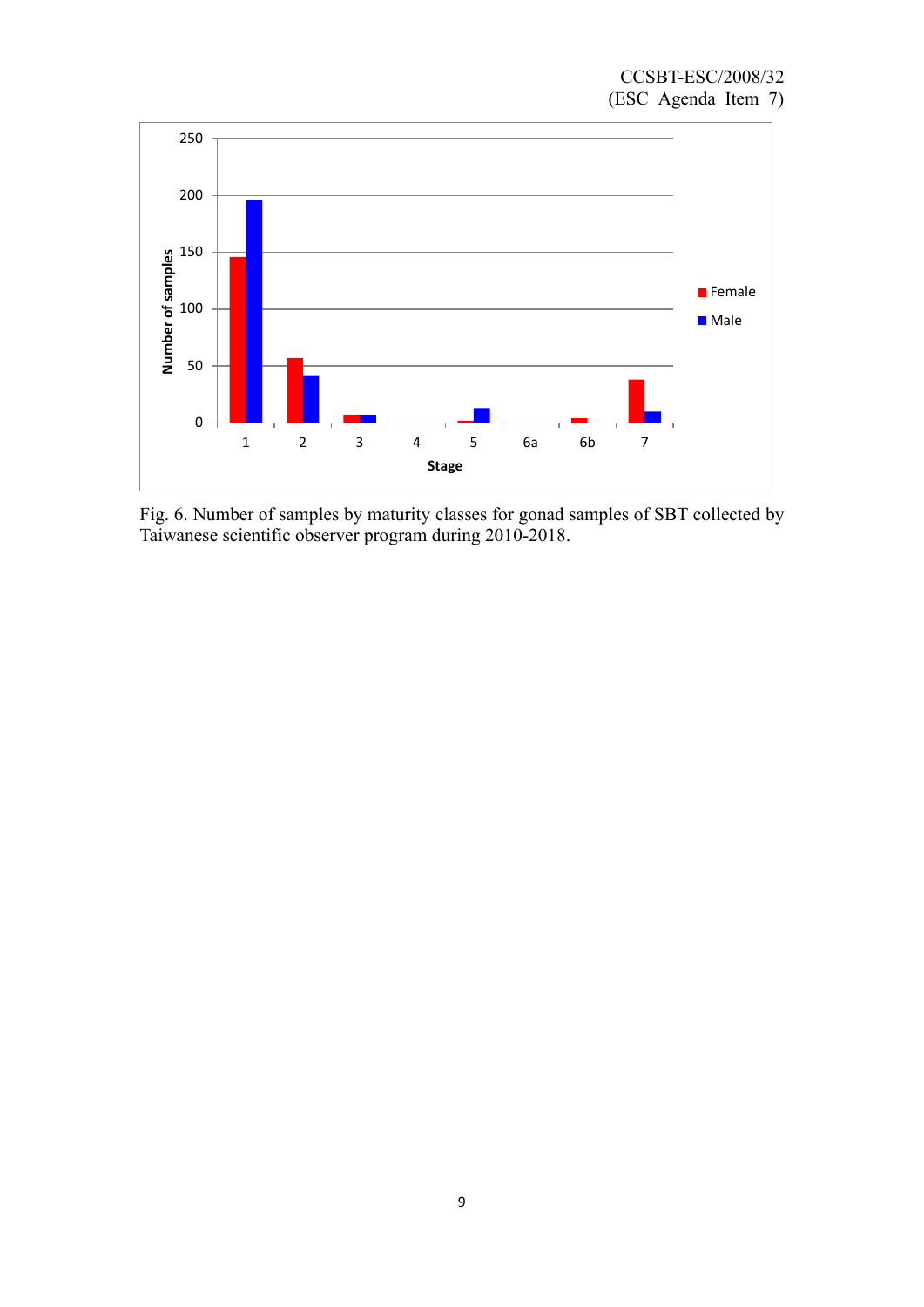Fig. 6. Number of samples by maturity classes for gonad samples of SBT collected by Taiwanese scientific observer program during 2010-2018.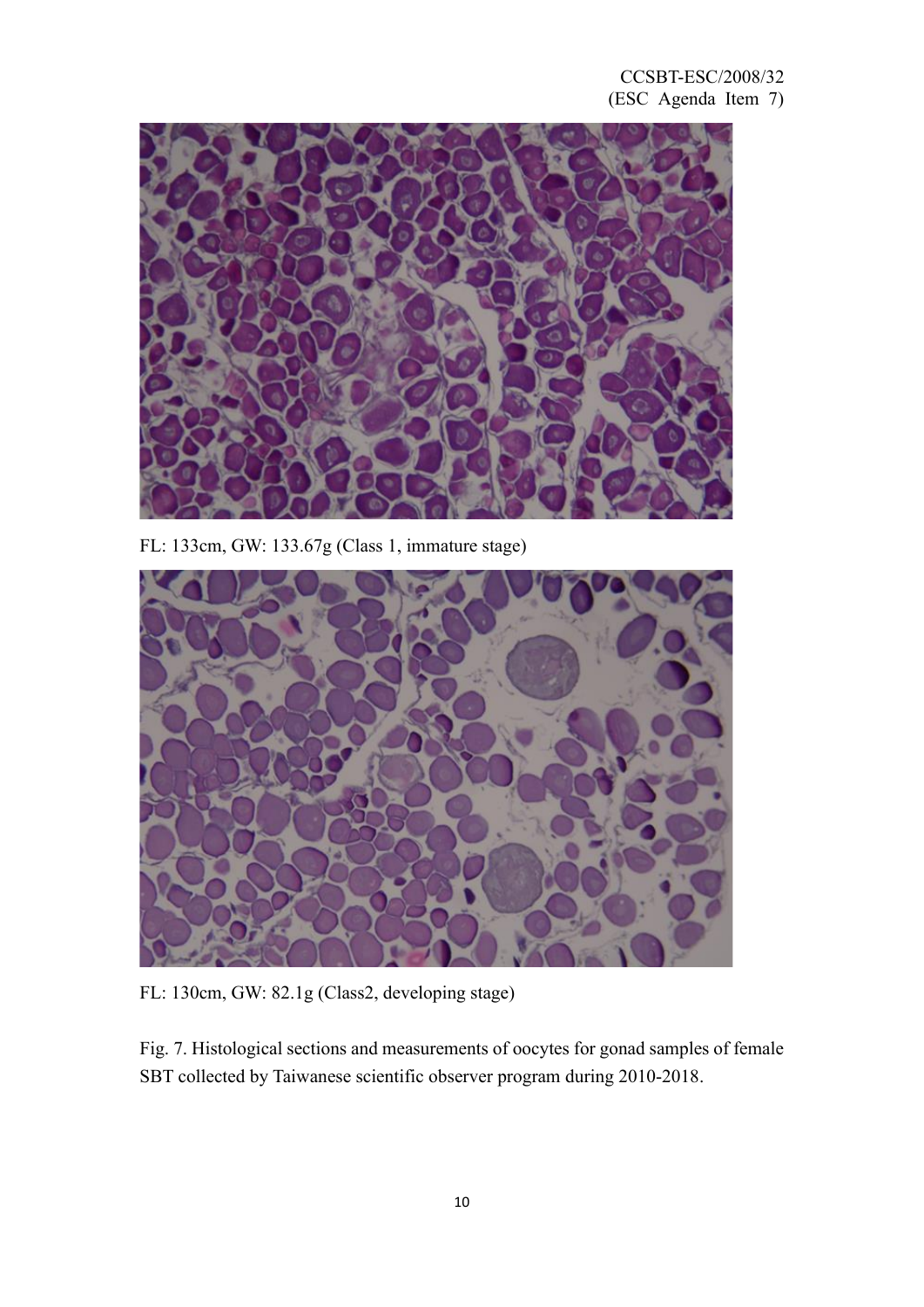FL: 133cm, GW: 133.67g (Class 1, immature stage)

FL: 130cm, GW: 82.1g (Class2, developing stage)

Fig. 7. Histological sections and measurements of oocytes for gonad samples of female SBT collected by Taiwanese scientific observer program during 2010-2018.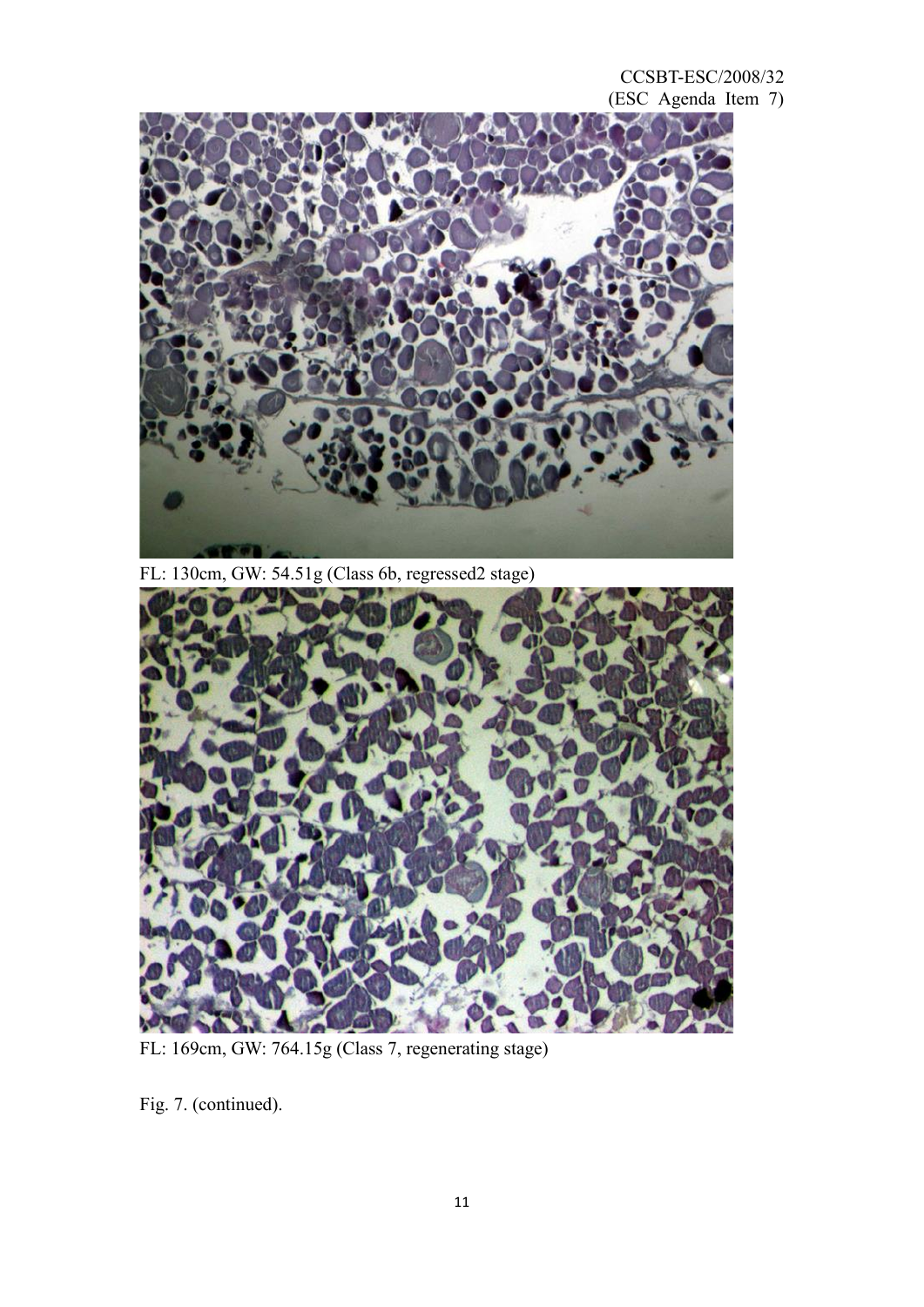FL: 130cm, GW: 54.51g (Class 6b, regressed2 stage)

FL: 169cm, GW: 764.15g (Class 7, regenerating stage)

Fig. 7. (continued).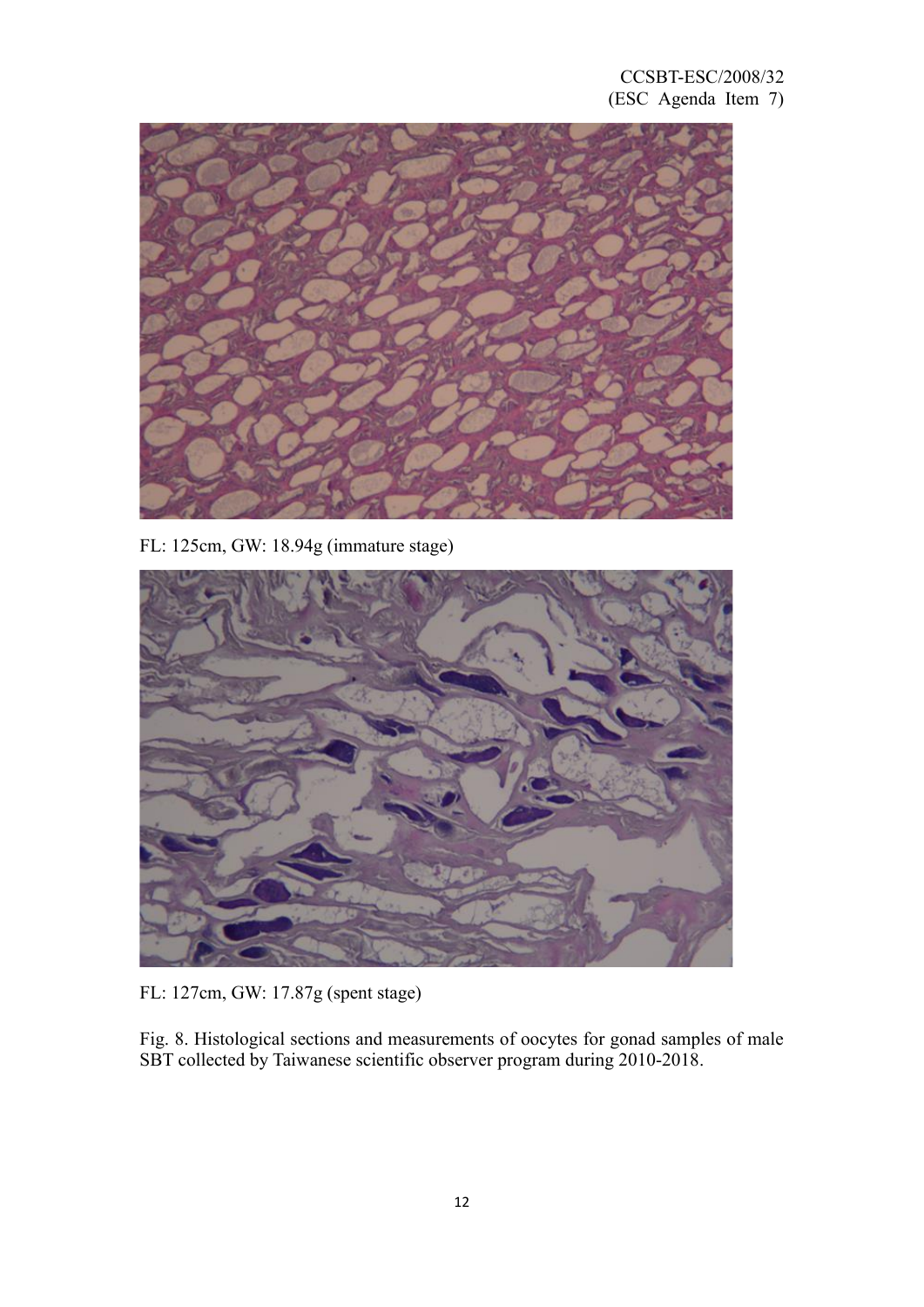FL: 125cm, GW: 18.94g (immature stage)

FL: 127cm, GW: 17.87g (spent stage)

Fig. 8. Histological sections and measurements of oocytes for gonad samples of male SBT collected by Taiwanese scientific observer program during 2010-2018.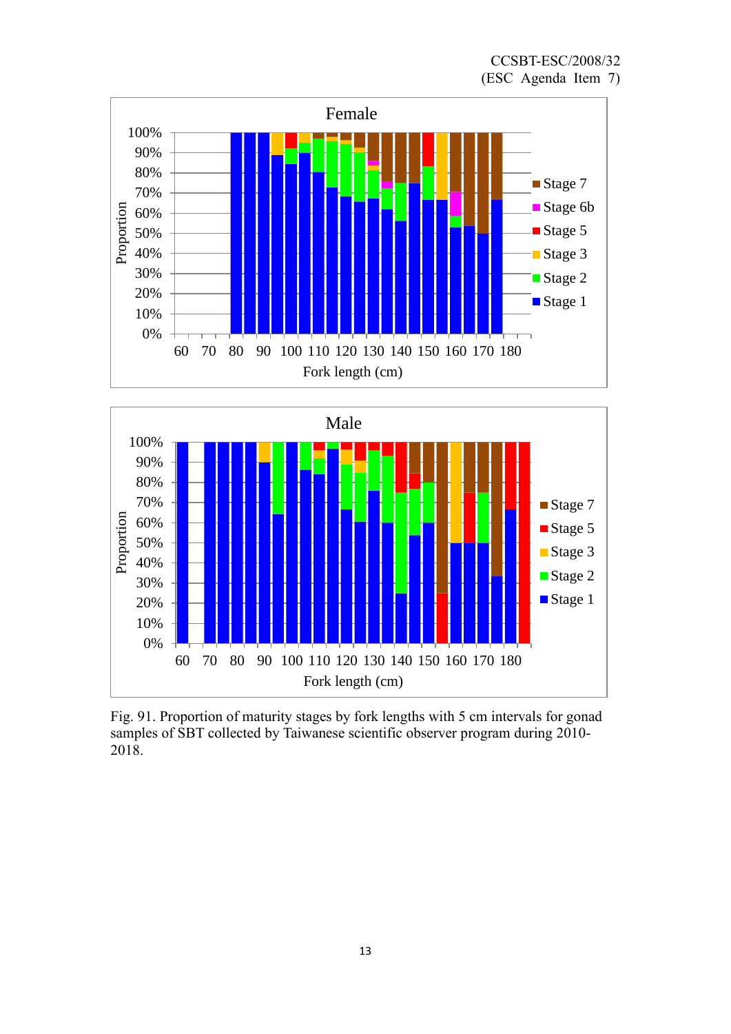Fig. 91. Proportion of maturity stages by fork lengths with 5 cm intervals for gonad samples of SBT collected by Taiwanese scientific observer program during 2010-2018.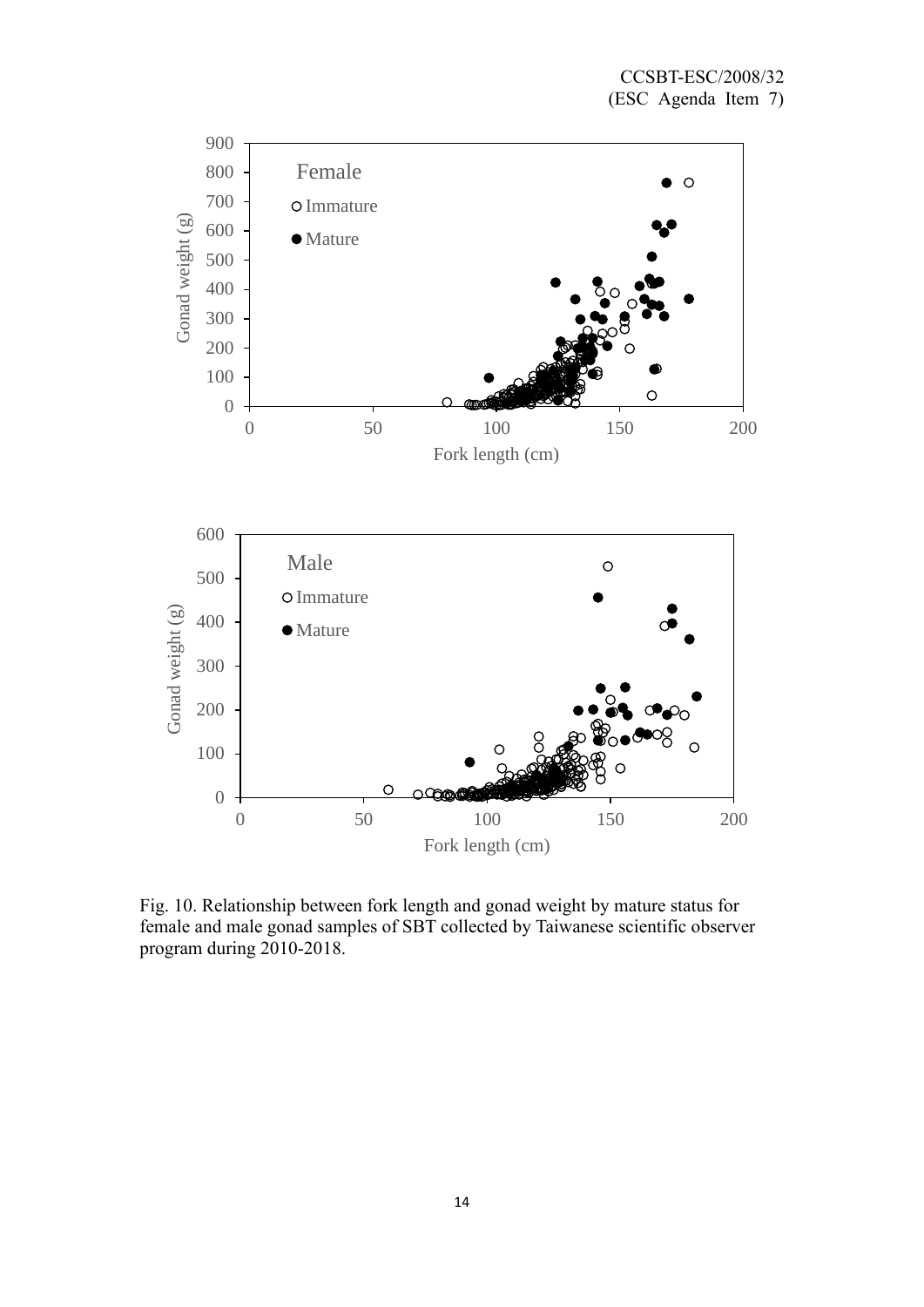Fig. 10. Relationship between fork length and gonad weight by mature status for female and male gonad samples of SBT collected by Taiwanese scientific observer program during 2010-2018.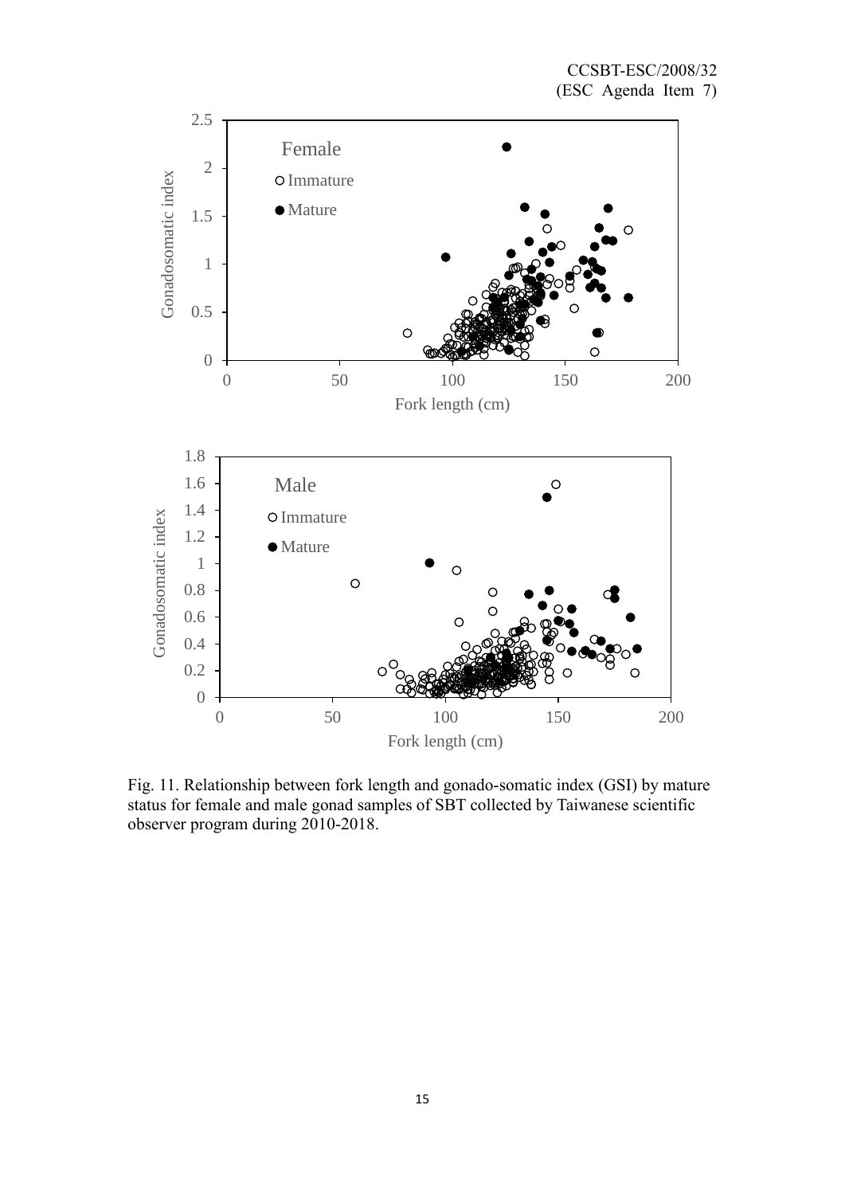Fig. 11. Relationship between fork length and gonado-somatic index (GSI) by mature status for female and male gonad samples of SBT collected by Taiwanese scientific observer program during 2010-2018.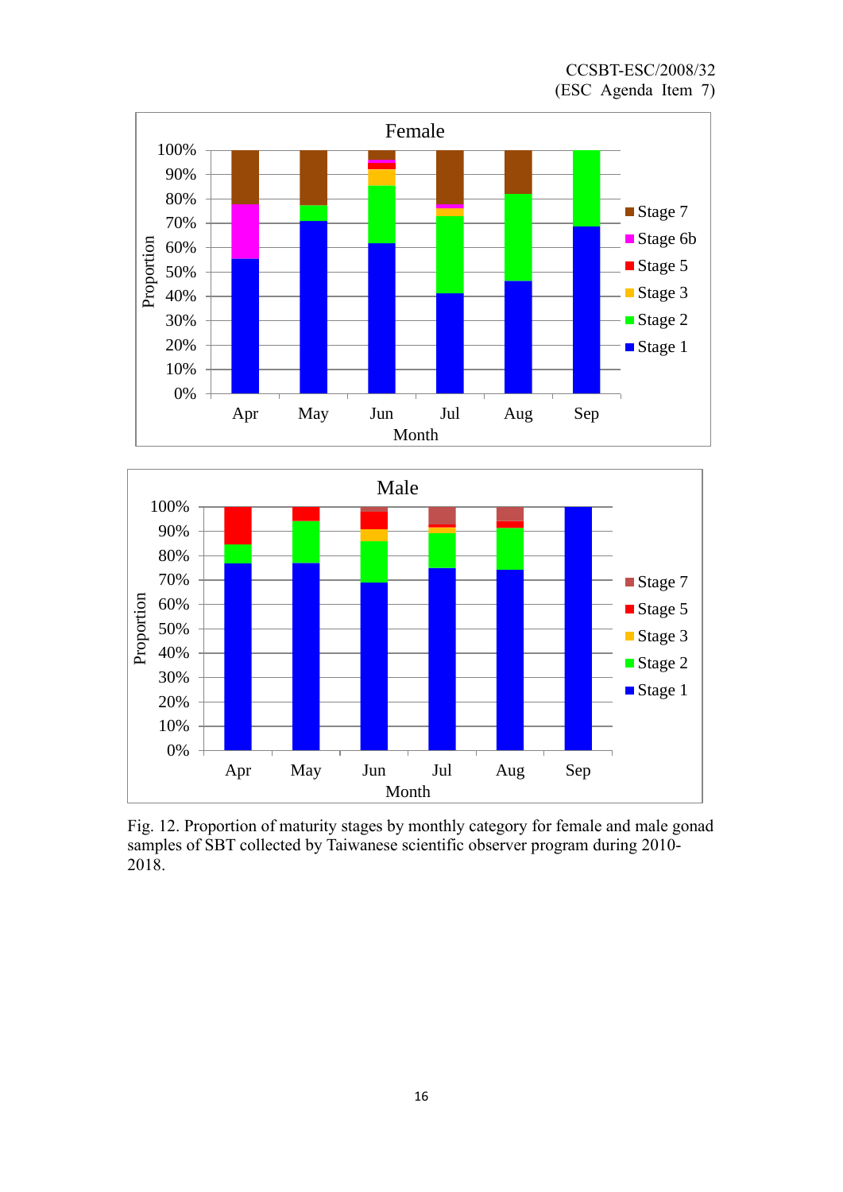Fig. 12. Proportion of maturity stages by monthly category for female and male gonad samples of SBT collected by Taiwanese scientific observer program during 2010-2018.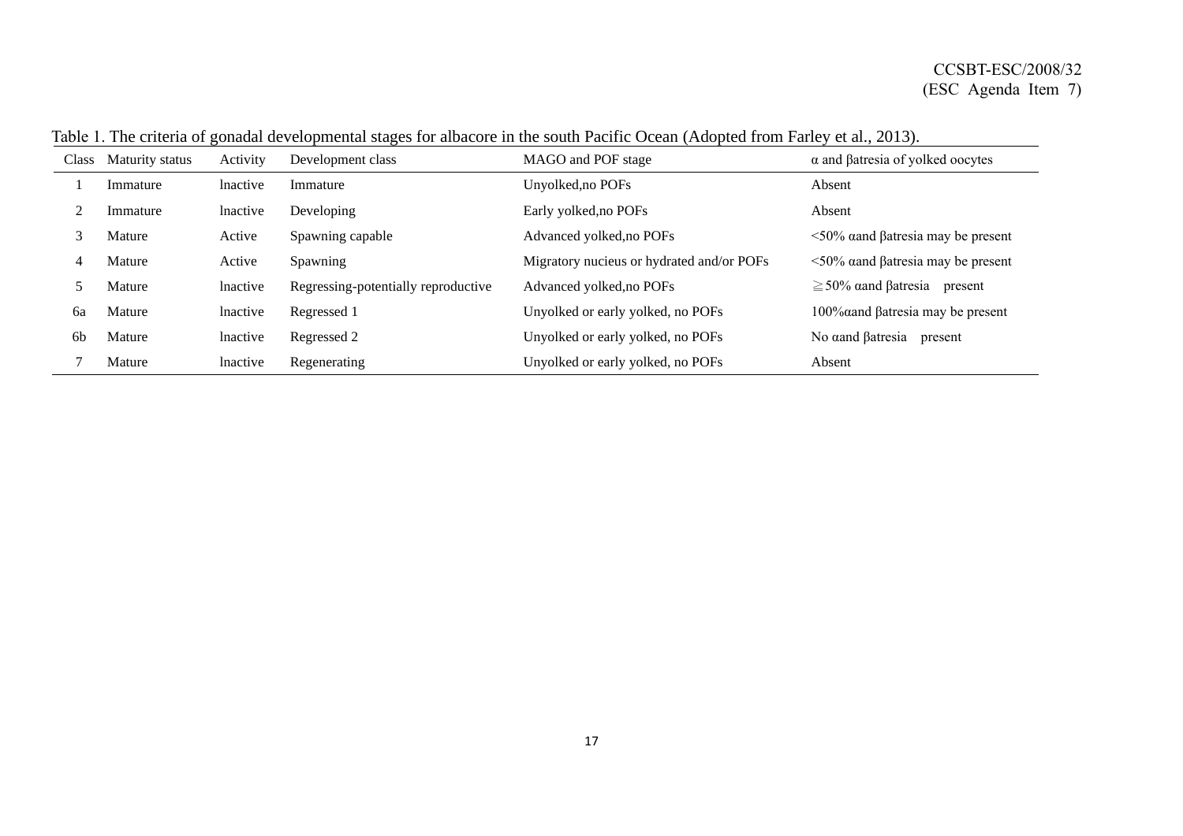Table 1. The criteria of gonadal developmental stages for albacore in the south Pacific Ocean (Adopted from Farley et al., 2013).

| Class | Maturity status | Activity | Development class | MAGO and POF stage | α and βatresia of yolked oocytes |
|---|---|---|---|---|---|
| 1 | Immature | lnactive | Immature | Unyolked,no POFs | Absent |
| 2 | Immature | lnactive | Developing | Early yolked,no POFs | Absent |
| 3 | Mature | Active | Spawning capable | Advanced yolked,no POFs | <50% αand βatresia may be present |
| 4 | Mature | Active | Spawning | Migratory nucieus or hydrated and/or POFs | <50% αand βatresia may be present |
| 5 | Mature | lnactive | Regressing-potentially reproductive | Advanced yolked,no POFs | ≧50% αand βatresia present |
| 6a | Mature | lnactive | Regressed 1 | Unyolked or early yolked, no POFs | 100%αand βatresia may be present |
| 6b | Mature | lnactive | Regressed 2 | Unyolked or early yolked, no POFs | No αand βatresia present |
| 7 | Mature | lnactive | Regenerating | Unyolked or early yolked, no POFs | Absent |